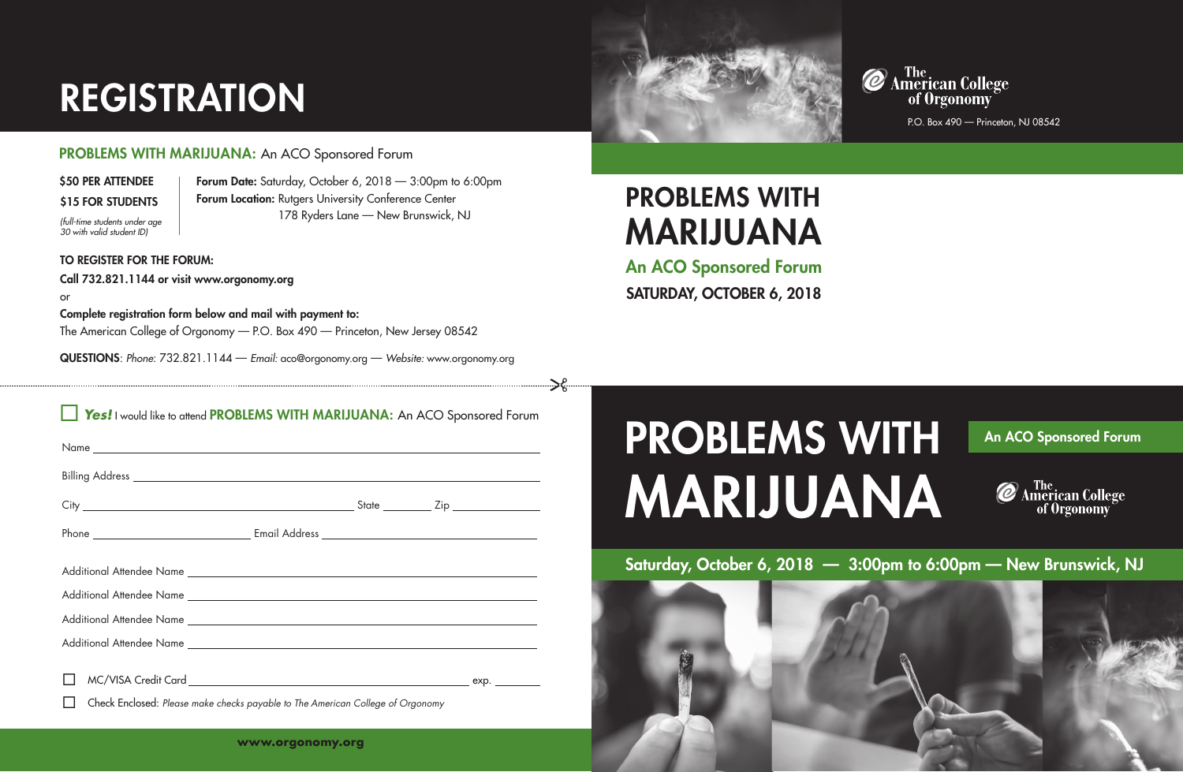# REGISTRATION

## PROBLEMS WITH MARIJUANA: An ACO Sponsored Forum

**$50 PER ATTENDEE**

**$15 FOR STUDENTS**

*(full-time students under age 30 with valid student ID)*

**Forum Date:** Saturday, October 6, 2018 — 3:00pm to 6:00pm

**Forum Location:** Rutgers University Conference Center
178 Ryders Lane — New Brunswick, NJ

**TO REGISTER FOR THE FORUM:**

**Call 732.821.1144 or visit www.orgonomy.org**

or

**Complete registration form below and mail with payment to:**

The American College of Orgonomy — P.O. Box 490 — Princeton, New Jersey 08542

**QUESTIONS**: *Phone:* 732.821.1144 — *Email:* aco@orgonomy.org — *Website:* www.orgonomy.org

---

☐ ***Yes!*** I would like to attend **PROBLEMS WITH MARIJUANA:** An ACO Sponsored Forum

Name ____________________

Billing Address ____________________

City ____________________ State ________ Zip ________

Phone ____________________ Email Address ____________________

Additional Attendee Name ____________________

Additional Attendee Name ____________________

Additional Attendee Name ____________________

Additional Attendee Name ____________________

☐ MC/VISA Credit Card ____________________ exp. ________

☐ Check Enclosed: *Please make checks payable to The American College of Orgonomy*

**www.orgonomy.org**

The American College of Orgonomy

P.O. Box 490 — Princeton, NJ 08542

# PROBLEMS WITH MARIJUANA

## An ACO Sponsored Forum

**SATURDAY, OCTOBER 6, 2018**

# PROBLEMS WITH MARIJUANA

**An ACO Sponsored Forum**

The American College of Orgonomy

**Saturday, October 6, 2018 — 3:00pm to 6:00pm — New Brunswick, NJ**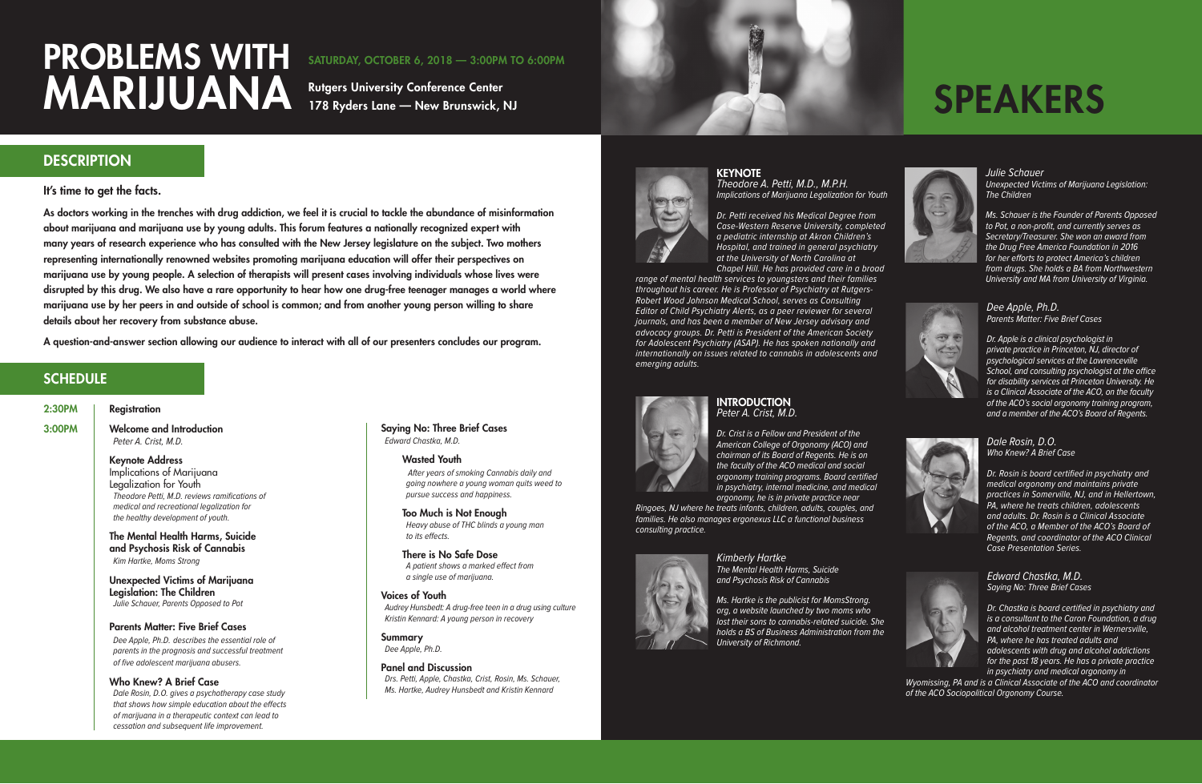# PROBLEMS WITH MARIJUANA

**SATURDAY, OCTOBER 6, 2018 — 3:00PM TO 6:00PM**

**Rutgers University Conference Center**
**178 Ryders Lane — New Brunswick, NJ**

## DESCRIPTION

**It's time to get the facts.**

**As doctors working in the trenches with drug addiction, we feel it is crucial to tackle the abundance of misinformation about marijuana and marijuana use by young adults. This forum features a nationally recognized expert with many years of research experience who has consulted with the New Jersey legislature on the subject. Two mothers representing internationally renowned websites promoting marijuana education will offer their perspectives on marijuana use by young people. A selection of therapists will present cases involving individuals whose lives were disrupted by this drug. We also have a rare opportunity to hear how one drug-free teenager manages a world where marijuana use by her peers in and outside of school is common; and from another young person willing to share details about her recovery from substance abuse.**

**A question-and-answer section allowing our audience to interact with all of our presenters concludes our program.**

## SCHEDULE

**2:30PM** — **Registration**

**3:00PM** — **Welcome and Introduction**
*Peter A. Crist, M.D.*

**Keynote Address**
Implications of Marijuana Legalization for Youth
*Theodore Petti, M.D. reviews ramifications of medical and recreational legalization for the healthy development of youth.*

**The Mental Health Harms, Suicide and Psychosis Risk of Cannabis**
*Kim Hartke, Moms Strong*

**Unexpected Victims of Marijuana Legislation: The Children**
*Julie Schauer, Parents Opposed to Pot*

**Parents Matter: Five Brief Cases**
*Dee Apple, Ph.D. describes the essential role of parents in the prognosis and successful treatment of five adolescent marijuana abusers.*

**Who Knew? A Brief Case**
*Dale Rosin, D.O. gives a psychotherapy case study that shows how simple education about the effects of marijuana in a therapeutic context can lead to cessation and subsequent life improvement.*

**Saying No: Three Brief Cases**
*Edward Chastka, M.D.*

**Wasted Youth**
*After years of smoking Cannabis daily and going nowhere a young woman quits weed to pursue success and happiness.*

**Too Much is Not Enough**
*Heavy abuse of THC blinds a young man to its effects.*

**There is No Safe Dose**
*A patient shows a marked effect from a single use of marijuana.*

**Voices of Youth**
*Audrey Hunsbedt: A drug-free teen in a drug using culture*
*Kristin Kennard: A young person in recovery*

**Summary**
*Dee Apple, Ph.D.*

**Panel and Discussion**
*Drs. Petti, Apple, Chastka, Crist, Rosin, Ms. Schauer, Ms. Hartke, Audrey Hunsbedt and Kristin Kennard*

# SPEAKERS

**KEYNOTE**
*Theodore A. Petti, M.D., M.P.H.*
*Implications of Marijuana Legalization for Youth*

*Dr. Petti received his Medical Degree from Case-Western Reserve University, completed a pediatric internship at Akron Children's Hospital, and trained in general psychiatry at the University of North Carolina at Chapel Hill. He has provided care in a broad range of mental health services to youngsters and their families throughout his career. He is Professor of Psychiatry at Rutgers-Robert Wood Johnson Medical School, serves as Consulting Editor of Child Psychiatry Alerts, as a peer reviewer for several journals, and has been a member of New Jersey advisory and advocacy groups. Dr. Petti is President of the American Society for Adolescent Psychiatry (ASAP). He has spoken nationally and internationally on issues related to cannabis in adolescents and emerging adults.*

**INTRODUCTION**
*Peter A. Crist, M.D.*

*Dr. Crist is a Fellow and President of the American College of Orgonomy (ACO) and chairman of its Board of Regents. He is on the faculty of the ACO medical and social orgonomy training programs. Board certified in psychiatry, internal medicine, and medical orgonomy, he is in private practice near Ringoes, NJ where he treats infants, children, adults, couples, and families. He also manages ergonexus LLC a functional business consulting practice.*

*Kimberly Hartke*
*The Mental Health Harms, Suicide and Psychosis Risk of Cannabis*

*Ms. Hartke is the publicist for MomsStrong.org, a website launched by two moms who lost their sons to cannabis-related suicide. She holds a BS of Business Administration from the University of Richmond.*

*Julie Schauer*
*Unexpected Victims of Marijuana Legislation: The Children*

*Ms. Schauer is the Founder of Parents Opposed to Pot, a non-profit, and currently serves as Secretary/Treasurer. She won an award from the Drug Free America Foundation in 2016 for her efforts to protect America's children from drugs. She holds a BA from Northwestern University and MA from University of Virginia.*

*Dee Apple, Ph.D.*
*Parents Matter: Five Brief Cases*

*Dr. Apple is a clinical psychologist in private practice in Princeton, NJ, director of psychological services at the Lawrenceville School, and consulting psychologist at the office for disability services at Princeton University. He is a Clinical Associate of the ACO, on the faculty of the ACO's social orgonomy training program, and a member of the ACO's Board of Regents.*

*Dale Rosin, D.O.*
*Who Knew? A Brief Case*

*Dr. Rosin is board certified in psychiatry and medical orgonomy and maintains private practices in Somerville, NJ, and in Hellertown, PA, where he treats children, adolescents and adults. Dr. Rosin is a Clinical Associate of the ACO, a Member of the ACO's Board of Regents, and coordinator of the ACO Clinical Case Presentation Series.*

*Edward Chastka, M.D.*
*Saying No: Three Brief Cases*

*Dr. Chastka is board certified in psychiatry and is a consultant to the Caron Foundation, a drug and alcohol treatment center in Wernersville, PA, where he has treated adults and adolescents with drug and alcohol addictions for the past 18 years. He has a private practice in psychiatry and medical orgonomy in Wyomissing, PA and is a Clinical Associate of the ACO and coordinator of the ACO Sociopolitical Orgonomy Course.*